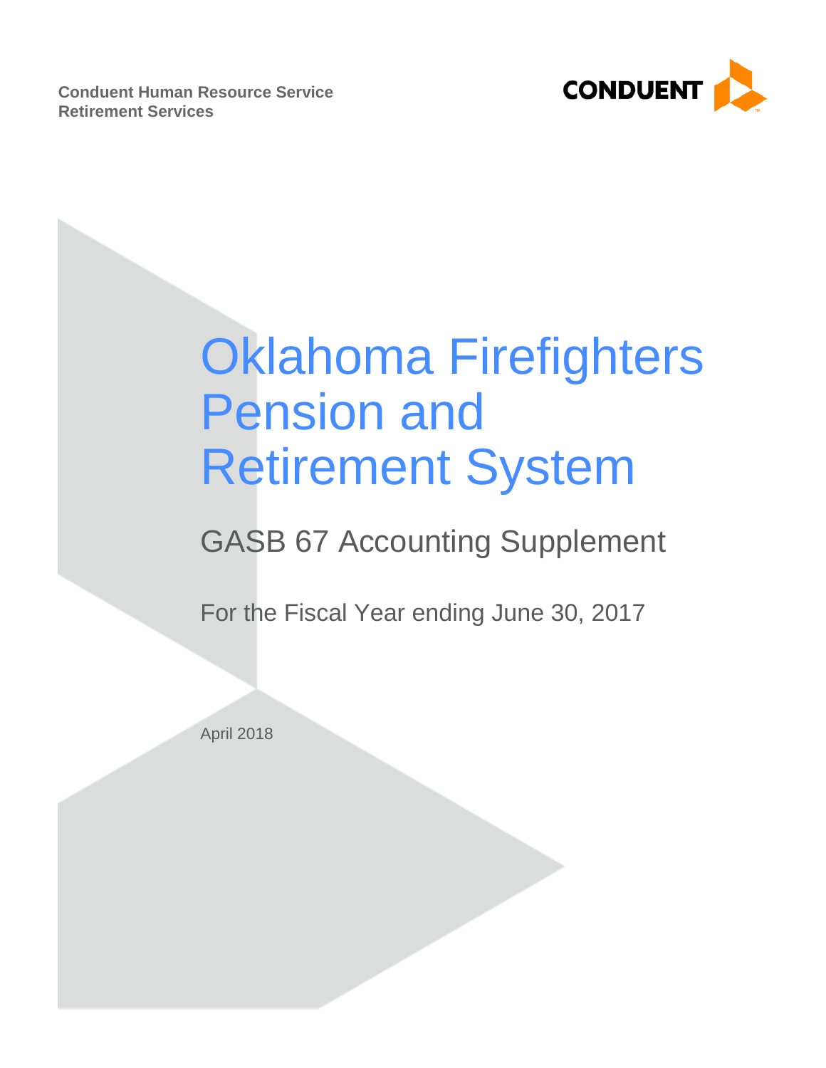**Conduent Human Resource Service**
**Retirement Services**

CONDUENT

# Oklahoma Firefighters Pension and Retirement System

## GASB 67 Accounting Supplement

For the Fiscal Year ending June 30, 2017

April 2018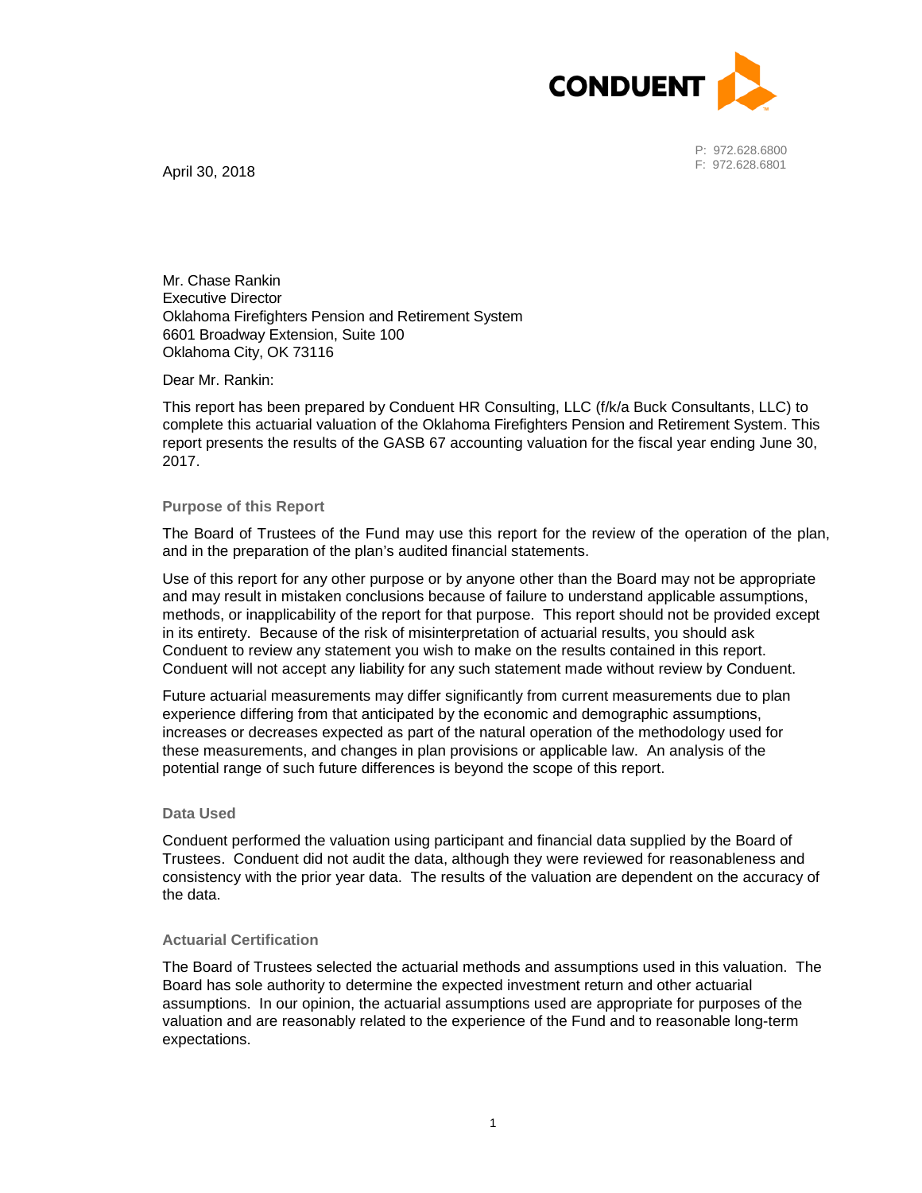April 30, 2018

P: 972.628.6800
F: 972.628.6801

Mr. Chase Rankin
Executive Director
Oklahoma Firefighters Pension and Retirement System
6601 Broadway Extension, Suite 100
Oklahoma City, OK 73116

Dear Mr. Rankin:

This report has been prepared by Conduent HR Consulting, LLC (f/k/a Buck Consultants, LLC) to complete this actuarial valuation of the Oklahoma Firefighters Pension and Retirement System. This report presents the results of the GASB 67 accounting valuation for the fiscal year ending June 30, 2017.

### Purpose of this Report

The Board of Trustees of the Fund may use this report for the review of the operation of the plan, and in the preparation of the plan's audited financial statements.

Use of this report for any other purpose or by anyone other than the Board may not be appropriate and may result in mistaken conclusions because of failure to understand applicable assumptions, methods, or inapplicability of the report for that purpose. This report should not be provided except in its entirety. Because of the risk of misinterpretation of actuarial results, you should ask Conduent to review any statement you wish to make on the results contained in this report. Conduent will not accept any liability for any such statement made without review by Conduent.

Future actuarial measurements may differ significantly from current measurements due to plan experience differing from that anticipated by the economic and demographic assumptions, increases or decreases expected as part of the natural operation of the methodology used for these measurements, and changes in plan provisions or applicable law. An analysis of the potential range of such future differences is beyond the scope of this report.

### Data Used

Conduent performed the valuation using participant and financial data supplied by the Board of Trustees. Conduent did not audit the data, although they were reviewed for reasonableness and consistency with the prior year data. The results of the valuation are dependent on the accuracy of the data.

### Actuarial Certification

The Board of Trustees selected the actuarial methods and assumptions used in this valuation. The Board has sole authority to determine the expected investment return and other actuarial assumptions. In our opinion, the actuarial assumptions used are appropriate for purposes of the valuation and are reasonably related to the experience of the Fund and to reasonable long-term expectations.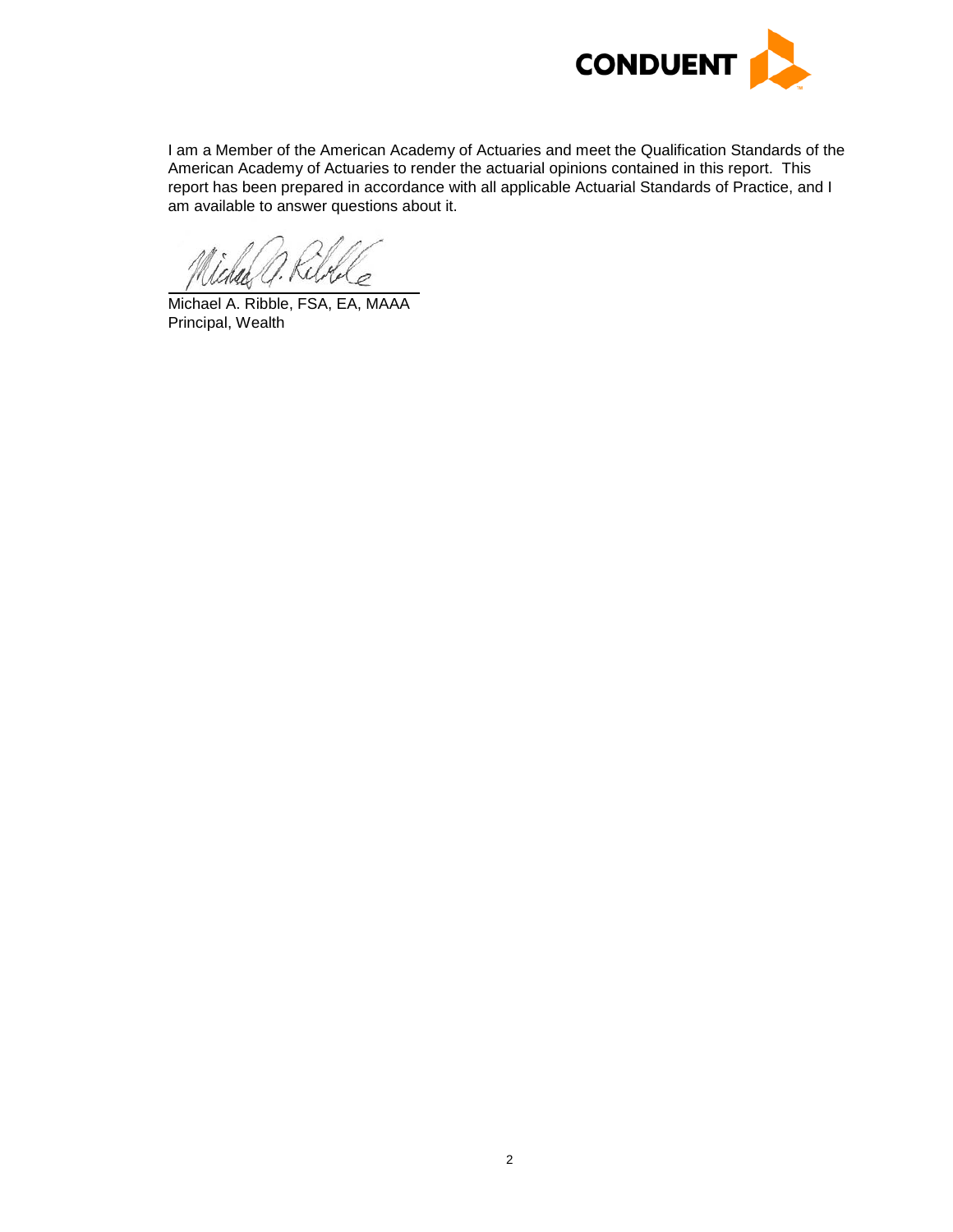I am a Member of the American Academy of Actuaries and meet the Qualification Standards of the American Academy of Actuaries to render the actuarial opinions contained in this report. This report has been prepared in accordance with all applicable Actuarial Standards of Practice, and I am available to answer questions about it.

Michael A. Ribble, FSA, EA, MAAA
Principal, Wealth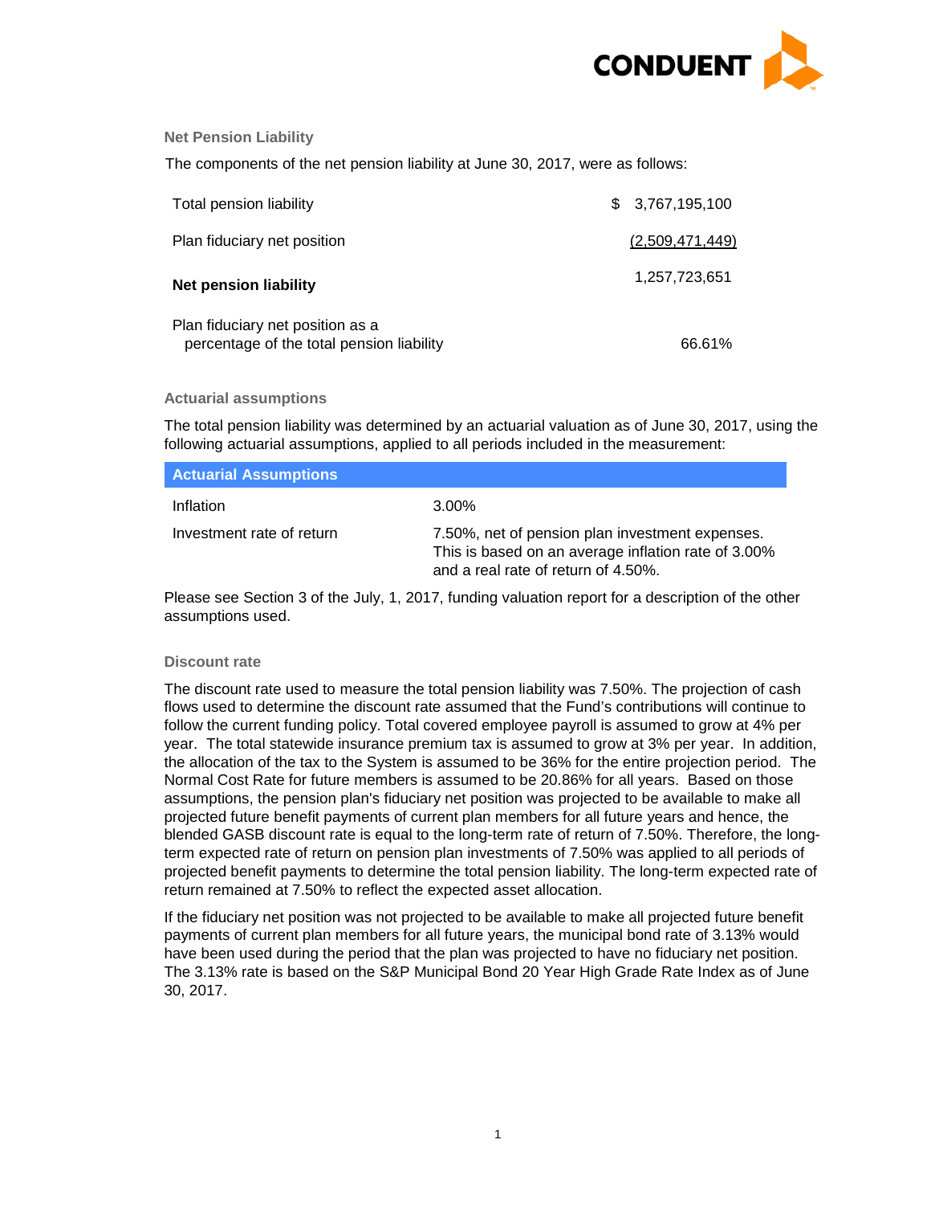### Net Pension Liability

The components of the net pension liability at June 30, 2017, were as follows:

| | |
|---|---|
| Total pension liability | $ 3,767,195,100 |
| Plan fiduciary net position | (2,509,471,449) |
| **Net pension liability** | 1,257,723,651 |
| Plan fiduciary net position as a percentage of the total pension liability | 66.61% |

### Actuarial assumptions

The total pension liability was determined by an actuarial valuation as of June 30, 2017, using the following actuarial assumptions, applied to all periods included in the measurement:

| **Actuarial Assumptions** | |
|---|---|
| Inflation | 3.00% |
| Investment rate of return | 7.50%, net of pension plan investment expenses. This is based on an average inflation rate of 3.00% and a real rate of return of 4.50%. |

Please see Section 3 of the July, 1, 2017, funding valuation report for a description of the other assumptions used.

### Discount rate

The discount rate used to measure the total pension liability was 7.50%. The projection of cash flows used to determine the discount rate assumed that the Fund's contributions will continue to follow the current funding policy. Total covered employee payroll is assumed to grow at 4% per year. The total statewide insurance premium tax is assumed to grow at 3% per year. In addition, the allocation of the tax to the System is assumed to be 36% for the entire projection period. The Normal Cost Rate for future members is assumed to be 20.86% for all years. Based on those assumptions, the pension plan's fiduciary net position was projected to be available to make all projected future benefit payments of current plan members for all future years and hence, the blended GASB discount rate is equal to the long-term rate of return of 7.50%. Therefore, the long-term expected rate of return on pension plan investments of 7.50% was applied to all periods of projected benefit payments to determine the total pension liability. The long-term expected rate of return remained at 7.50% to reflect the expected asset allocation.

If the fiduciary net position was not projected to be available to make all projected future benefit payments of current plan members for all future years, the municipal bond rate of 3.13% would have been used during the period that the plan was projected to have no fiduciary net position. The 3.13% rate is based on the S&P Municipal Bond 20 Year High Grade Rate Index as of June 30, 2017.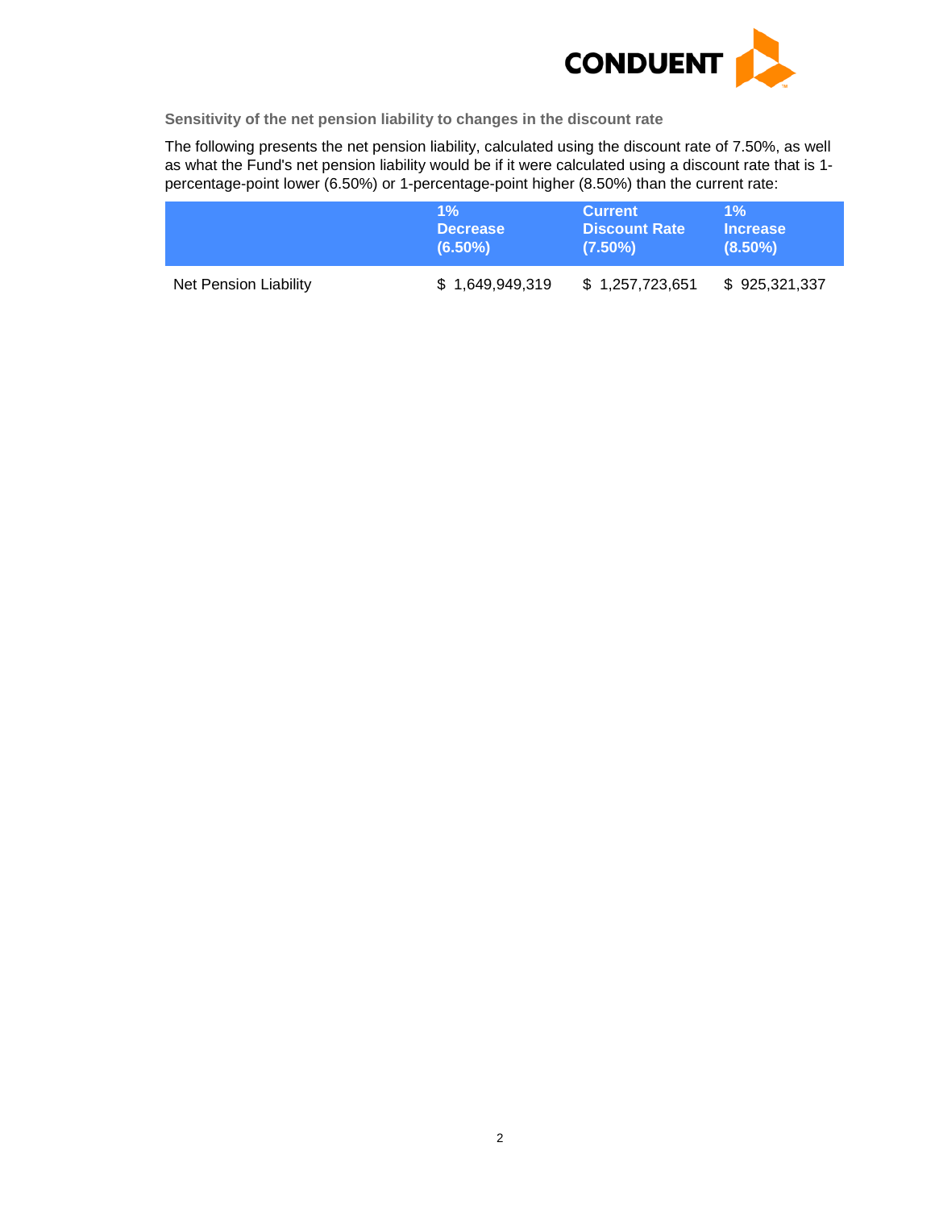### Sensitivity of the net pension liability to changes in the discount rate

The following presents the net pension liability, calculated using the discount rate of 7.50%, as well as what the Fund's net pension liability would be if it were calculated using a discount rate that is 1-percentage-point lower (6.50%) or 1-percentage-point higher (8.50%) than the current rate:

| | 1% Decrease (6.50%) | Current Discount Rate (7.50%) | 1% Increase (8.50%) |
|---|---|---|---|
| Net Pension Liability | $ 1,649,949,319 | $ 1,257,723,651 | $ 925,321,337 |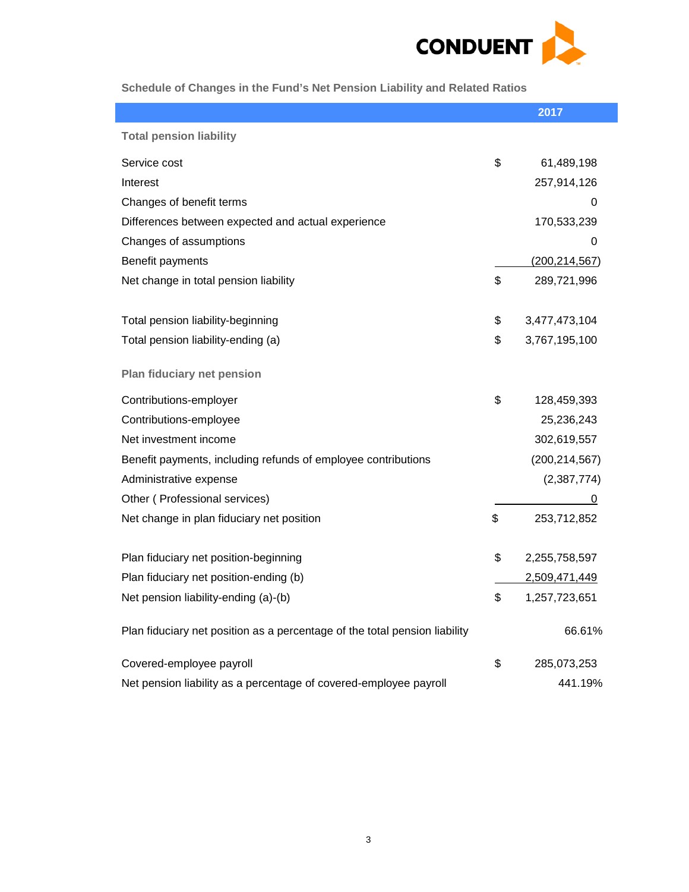### Schedule of Changes in the Fund's Net Pension Liability and Related Ratios

| | | 2017 |
|---|---|---|
| **Total pension liability** | | |
| Service cost | $ | 61,489,198 |
| Interest | | 257,914,126 |
| Changes of benefit terms | | 0 |
| Differences between expected and actual experience | | 170,533,239 |
| Changes of assumptions | | 0 |
| Benefit payments | | (200,214,567) |
| Net change in total pension liability | $ | 289,721,996 |
| | | |
| Total pension liability-beginning | $ | 3,477,473,104 |
| Total pension liability-ending (a) | $ | 3,767,195,100 |
| | | |
| **Plan fiduciary net pension** | | |
| Contributions-employer | $ | 128,459,393 |
| Contributions-employee | | 25,236,243 |
| Net investment income | | 302,619,557 |
| Benefit payments, including refunds of employee contributions | | (200,214,567) |
| Administrative expense | | (2,387,774) |
| Other ( Professional services) | | 0 |
| Net change in plan fiduciary net position | $ | 253,712,852 |
| | | |
| Plan fiduciary net position-beginning | $ | 2,255,758,597 |
| Plan fiduciary net position-ending (b) | | 2,509,471,449 |
| Net pension liability-ending (a)-(b) | $ | 1,257,723,651 |
| | | |
| Plan fiduciary net position as a percentage of the total pension liability | | 66.61% |
| | | |
| Covered-employee payroll | $ | 285,073,253 |
| Net pension liability as a percentage of covered-employee payroll | | 441.19% |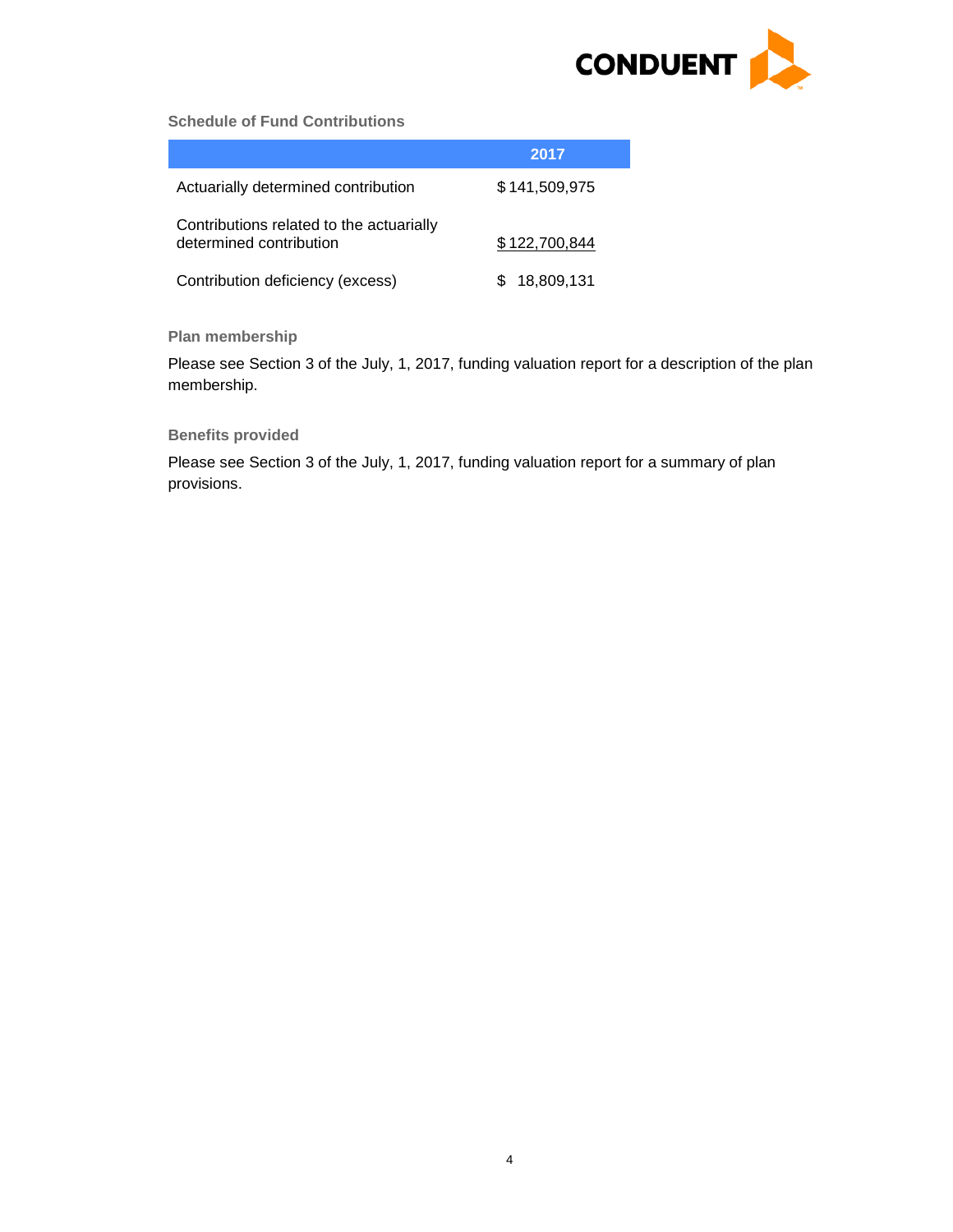### Schedule of Fund Contributions

| | 2017 |
|---|---|
| Actuarially determined contribution | $ 141,509,975 |
| Contributions related to the actuarially determined contribution | $ 122,700,844 |
| Contribution deficiency (excess) | $ 18,809,131 |

### Plan membership

Please see Section 3 of the July, 1, 2017, funding valuation report for a description of the plan membership.

### Benefits provided

Please see Section 3 of the July, 1, 2017, funding valuation report for a summary of plan provisions.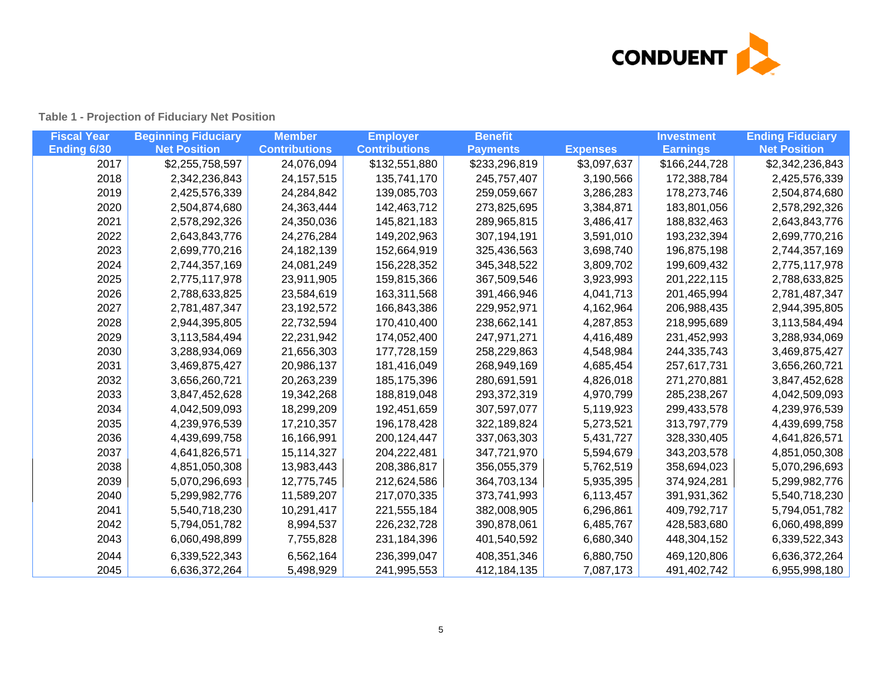**Table 1 - Projection of Fiduciary Net Position**

| Fiscal Year Ending 6/30 | Beginning Fiduciary Net Position | Member Contributions | Employer Contributions | Benefit Payments | Expenses | Investment Earnings | Ending Fiduciary Net Position |
|---|---|---|---|---|---|---|---|
| 2017 | $2,255,758,597 | 24,076,094 | $132,551,880 | $233,296,819 | $3,097,637 | $166,244,728 | $2,342,236,843 |
| 2018 | 2,342,236,843 | 24,157,515 | 135,741,170 | 245,757,407 | 3,190,566 | 172,388,784 | 2,425,576,339 |
| 2019 | 2,425,576,339 | 24,284,842 | 139,085,703 | 259,059,667 | 3,286,283 | 178,273,746 | 2,504,874,680 |
| 2020 | 2,504,874,680 | 24,363,444 | 142,463,712 | 273,825,695 | 3,384,871 | 183,801,056 | 2,578,292,326 |
| 2021 | 2,578,292,326 | 24,350,036 | 145,821,183 | 289,965,815 | 3,486,417 | 188,832,463 | 2,643,843,776 |
| 2022 | 2,643,843,776 | 24,276,284 | 149,202,963 | 307,194,191 | 3,591,010 | 193,232,394 | 2,699,770,216 |
| 2023 | 2,699,770,216 | 24,182,139 | 152,664,919 | 325,436,563 | 3,698,740 | 196,875,198 | 2,744,357,169 |
| 2024 | 2,744,357,169 | 24,081,249 | 156,228,352 | 345,348,522 | 3,809,702 | 199,609,432 | 2,775,117,978 |
| 2025 | 2,775,117,978 | 23,911,905 | 159,815,366 | 367,509,546 | 3,923,993 | 201,222,115 | 2,788,633,825 |
| 2026 | 2,788,633,825 | 23,584,619 | 163,311,568 | 391,466,946 | 4,041,713 | 201,465,994 | 2,781,487,347 |
| 2027 | 2,781,487,347 | 23,192,572 | 166,843,386 | 229,952,971 | 4,162,964 | 206,988,435 | 2,944,395,805 |
| 2028 | 2,944,395,805 | 22,732,594 | 170,410,400 | 238,662,141 | 4,287,853 | 218,995,689 | 3,113,584,494 |
| 2029 | 3,113,584,494 | 22,231,942 | 174,052,400 | 247,971,271 | 4,416,489 | 231,452,993 | 3,288,934,069 |
| 2030 | 3,288,934,069 | 21,656,303 | 177,728,159 | 258,229,863 | 4,548,984 | 244,335,743 | 3,469,875,427 |
| 2031 | 3,469,875,427 | 20,986,137 | 181,416,049 | 268,949,169 | 4,685,454 | 257,617,731 | 3,656,260,721 |
| 2032 | 3,656,260,721 | 20,263,239 | 185,175,396 | 280,691,591 | 4,826,018 | 271,270,881 | 3,847,452,628 |
| 2033 | 3,847,452,628 | 19,342,268 | 188,819,048 | 293,372,319 | 4,970,799 | 285,238,267 | 4,042,509,093 |
| 2034 | 4,042,509,093 | 18,299,209 | 192,451,659 | 307,597,077 | 5,119,923 | 299,433,578 | 4,239,976,539 |
| 2035 | 4,239,976,539 | 17,210,357 | 196,178,428 | 322,189,824 | 5,273,521 | 313,797,779 | 4,439,699,758 |
| 2036 | 4,439,699,758 | 16,166,991 | 200,124,447 | 337,063,303 | 5,431,727 | 328,330,405 | 4,641,826,571 |
| 2037 | 4,641,826,571 | 15,114,327 | 204,222,481 | 347,721,970 | 5,594,679 | 343,203,578 | 4,851,050,308 |
| 2038 | 4,851,050,308 | 13,983,443 | 208,386,817 | 356,055,379 | 5,762,519 | 358,694,023 | 5,070,296,693 |
| 2039 | 5,070,296,693 | 12,775,745 | 212,624,586 | 364,703,134 | 5,935,395 | 374,924,281 | 5,299,982,776 |
| 2040 | 5,299,982,776 | 11,589,207 | 217,070,335 | 373,741,993 | 6,113,457 | 391,931,362 | 5,540,718,230 |
| 2041 | 5,540,718,230 | 10,291,417 | 221,555,184 | 382,008,905 | 6,296,861 | 409,792,717 | 5,794,051,782 |
| 2042 | 5,794,051,782 | 8,994,537 | 226,232,728 | 390,878,061 | 6,485,767 | 428,583,680 | 6,060,498,899 |
| 2043 | 6,060,498,899 | 7,755,828 | 231,184,396 | 401,540,592 | 6,680,340 | 448,304,152 | 6,339,522,343 |
| 2044 | 6,339,522,343 | 6,562,164 | 236,399,047 | 408,351,346 | 6,880,750 | 469,120,806 | 6,636,372,264 |
| 2045 | 6,636,372,264 | 5,498,929 | 241,995,553 | 412,184,135 | 7,087,173 | 491,402,742 | 6,955,998,180 |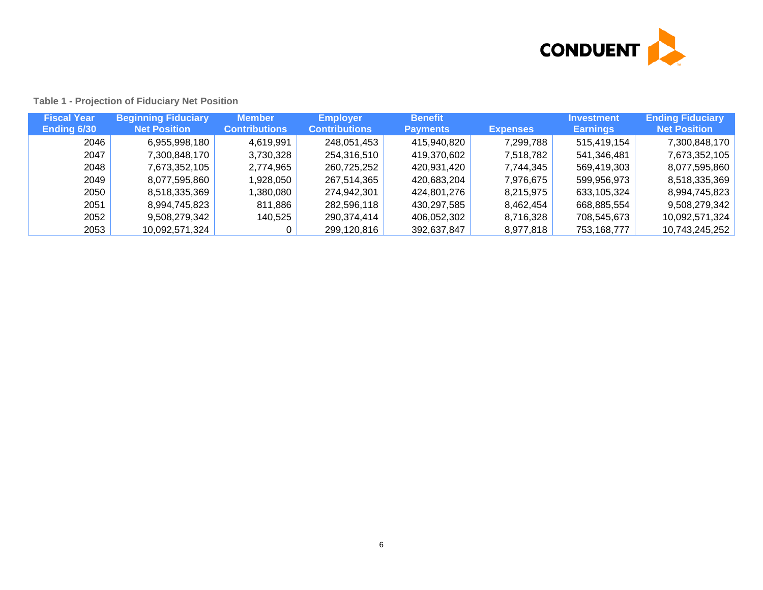Table 1 - Projection of Fiduciary Net Position

| Fiscal Year Ending 6/30 | Beginning Fiduciary Net Position | Member Contributions | Employer Contributions | Benefit Payments | Expenses | Investment Earnings | Ending Fiduciary Net Position |
|---|---|---|---|---|---|---|---|
| 2046 | 6,955,998,180 | 4,619,991 | 248,051,453 | 415,940,820 | 7,299,788 | 515,419,154 | 7,300,848,170 |
| 2047 | 7,300,848,170 | 3,730,328 | 254,316,510 | 419,370,602 | 7,518,782 | 541,346,481 | 7,673,352,105 |
| 2048 | 7,673,352,105 | 2,774,965 | 260,725,252 | 420,931,420 | 7,744,345 | 569,419,303 | 8,077,595,860 |
| 2049 | 8,077,595,860 | 1,928,050 | 267,514,365 | 420,683,204 | 7,976,675 | 599,956,973 | 8,518,335,369 |
| 2050 | 8,518,335,369 | 1,380,080 | 274,942,301 | 424,801,276 | 8,215,975 | 633,105,324 | 8,994,745,823 |
| 2051 | 8,994,745,823 | 811,886 | 282,596,118 | 430,297,585 | 8,462,454 | 668,885,554 | 9,508,279,342 |
| 2052 | 9,508,279,342 | 140,525 | 290,374,414 | 406,052,302 | 8,716,328 | 708,545,673 | 10,092,571,324 |
| 2053 | 10,092,571,324 | 0 | 299,120,816 | 392,637,847 | 8,977,818 | 753,168,777 | 10,743,245,252 |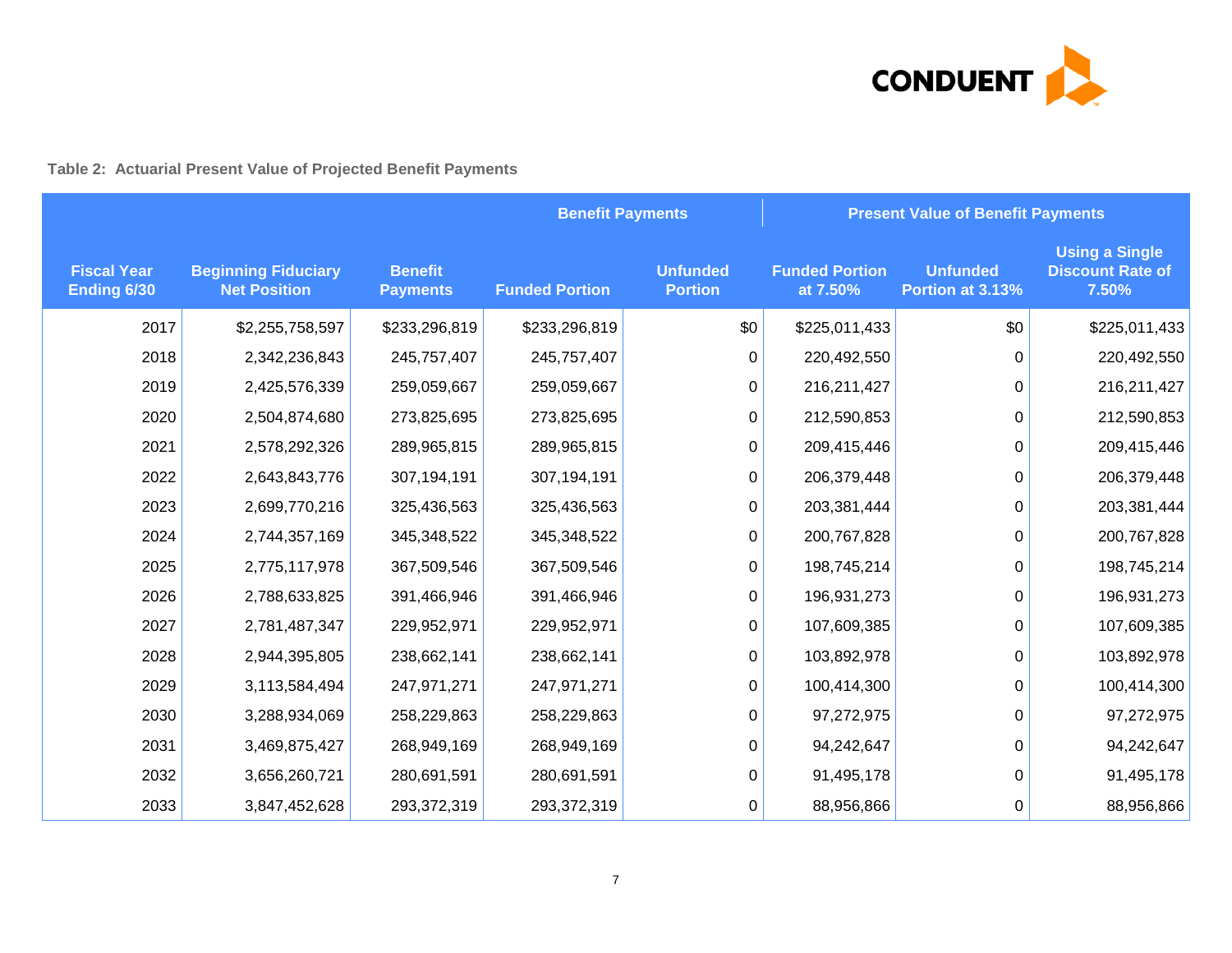**Table 2: Actuarial Present Value of Projected Benefit Payments**

| | | | Benefit Payments | | Present Value of Benefit Payments | | |
|---|---|---|---|---|---|---|---|
| Fiscal Year Ending 6/30 | Beginning Fiduciary Net Position | Benefit Payments | Funded Portion | Unfunded Portion | Funded Portion at 7.50% | Unfunded Portion at 3.13% | Using a Single Discount Rate of 7.50% |
| 2017 | $2,255,758,597 | $233,296,819 | $233,296,819 | $0 | $225,011,433 | $0 | $225,011,433 |
| 2018 | 2,342,236,843 | 245,757,407 | 245,757,407 | 0 | 220,492,550 | 0 | 220,492,550 |
| 2019 | 2,425,576,339 | 259,059,667 | 259,059,667 | 0 | 216,211,427 | 0 | 216,211,427 |
| 2020 | 2,504,874,680 | 273,825,695 | 273,825,695 | 0 | 212,590,853 | 0 | 212,590,853 |
| 2021 | 2,578,292,326 | 289,965,815 | 289,965,815 | 0 | 209,415,446 | 0 | 209,415,446 |
| 2022 | 2,643,843,776 | 307,194,191 | 307,194,191 | 0 | 206,379,448 | 0 | 206,379,448 |
| 2023 | 2,699,770,216 | 325,436,563 | 325,436,563 | 0 | 203,381,444 | 0 | 203,381,444 |
| 2024 | 2,744,357,169 | 345,348,522 | 345,348,522 | 0 | 200,767,828 | 0 | 200,767,828 |
| 2025 | 2,775,117,978 | 367,509,546 | 367,509,546 | 0 | 198,745,214 | 0 | 198,745,214 |
| 2026 | 2,788,633,825 | 391,466,946 | 391,466,946 | 0 | 196,931,273 | 0 | 196,931,273 |
| 2027 | 2,781,487,347 | 229,952,971 | 229,952,971 | 0 | 107,609,385 | 0 | 107,609,385 |
| 2028 | 2,944,395,805 | 238,662,141 | 238,662,141 | 0 | 103,892,978 | 0 | 103,892,978 |
| 2029 | 3,113,584,494 | 247,971,271 | 247,971,271 | 0 | 100,414,300 | 0 | 100,414,300 |
| 2030 | 3,288,934,069 | 258,229,863 | 258,229,863 | 0 | 97,272,975 | 0 | 97,272,975 |
| 2031 | 3,469,875,427 | 268,949,169 | 268,949,169 | 0 | 94,242,647 | 0 | 94,242,647 |
| 2032 | 3,656,260,721 | 280,691,591 | 280,691,591 | 0 | 91,495,178 | 0 | 91,495,178 |
| 2033 | 3,847,452,628 | 293,372,319 | 293,372,319 | 0 | 88,956,866 | 0 | 88,956,866 |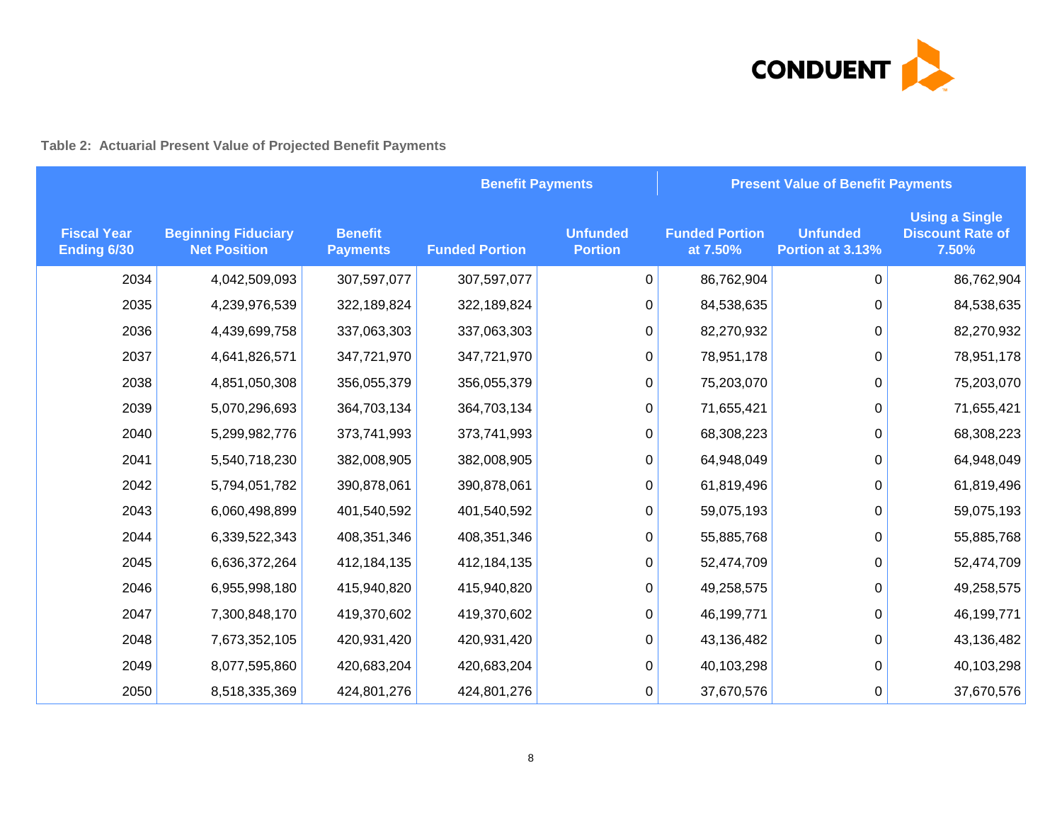**Table 2: Actuarial Present Value of Projected Benefit Payments**

| | | Benefit Payments | | | Present Value of Benefit Payments | | |
|---|---|---|---|---|---|---|---|
| Fiscal Year Ending 6/30 | Beginning Fiduciary Net Position | Benefit Payments | Funded Portion | Unfunded Portion | Funded Portion at 7.50% | Unfunded Portion at 3.13% | Using a Single Discount Rate of 7.50% |
| 2034 | 4,042,509,093 | 307,597,077 | 307,597,077 | 0 | 86,762,904 | 0 | 86,762,904 |
| 2035 | 4,239,976,539 | 322,189,824 | 322,189,824 | 0 | 84,538,635 | 0 | 84,538,635 |
| 2036 | 4,439,699,758 | 337,063,303 | 337,063,303 | 0 | 82,270,932 | 0 | 82,270,932 |
| 2037 | 4,641,826,571 | 347,721,970 | 347,721,970 | 0 | 78,951,178 | 0 | 78,951,178 |
| 2038 | 4,851,050,308 | 356,055,379 | 356,055,379 | 0 | 75,203,070 | 0 | 75,203,070 |
| 2039 | 5,070,296,693 | 364,703,134 | 364,703,134 | 0 | 71,655,421 | 0 | 71,655,421 |
| 2040 | 5,299,982,776 | 373,741,993 | 373,741,993 | 0 | 68,308,223 | 0 | 68,308,223 |
| 2041 | 5,540,718,230 | 382,008,905 | 382,008,905 | 0 | 64,948,049 | 0 | 64,948,049 |
| 2042 | 5,794,051,782 | 390,878,061 | 390,878,061 | 0 | 61,819,496 | 0 | 61,819,496 |
| 2043 | 6,060,498,899 | 401,540,592 | 401,540,592 | 0 | 59,075,193 | 0 | 59,075,193 |
| 2044 | 6,339,522,343 | 408,351,346 | 408,351,346 | 0 | 55,885,768 | 0 | 55,885,768 |
| 2045 | 6,636,372,264 | 412,184,135 | 412,184,135 | 0 | 52,474,709 | 0 | 52,474,709 |
| 2046 | 6,955,998,180 | 415,940,820 | 415,940,820 | 0 | 49,258,575 | 0 | 49,258,575 |
| 2047 | 7,300,848,170 | 419,370,602 | 419,370,602 | 0 | 46,199,771 | 0 | 46,199,771 |
| 2048 | 7,673,352,105 | 420,931,420 | 420,931,420 | 0 | 43,136,482 | 0 | 43,136,482 |
| 2049 | 8,077,595,860 | 420,683,204 | 420,683,204 | 0 | 40,103,298 | 0 | 40,103,298 |
| 2050 | 8,518,335,369 | 424,801,276 | 424,801,276 | 0 | 37,670,576 | 0 | 37,670,576 |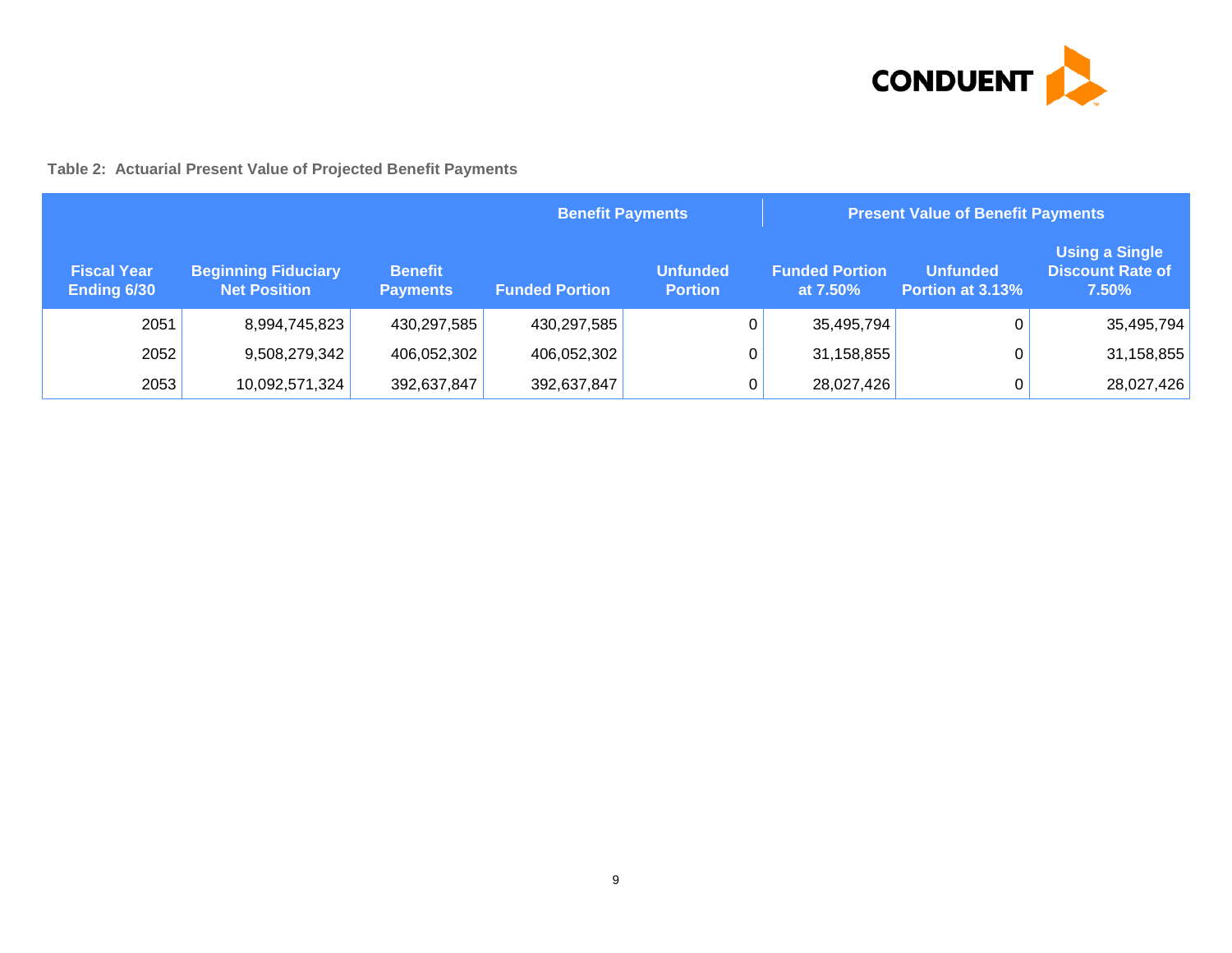**Table 2: Actuarial Present Value of Projected Benefit Payments**

| | | | Benefit Payments | | Present Value of Benefit Payments | | |
|---|---|---|---|---|---|---|---|
| **Fiscal Year Ending 6/30** | **Beginning Fiduciary Net Position** | **Benefit Payments** | **Funded Portion** | **Unfunded Portion** | **Funded Portion at 7.50%** | **Unfunded Portion at 3.13%** | **Using a Single Discount Rate of 7.50%** |
| 2051 | 8,994,745,823 | 430,297,585 | 430,297,585 | 0 | 35,495,794 | 0 | 35,495,794 |
| 2052 | 9,508,279,342 | 406,052,302 | 406,052,302 | 0 | 31,158,855 | 0 | 31,158,855 |
| 2053 | 10,092,571,324 | 392,637,847 | 392,637,847 | 0 | 28,027,426 | 0 | 28,027,426 |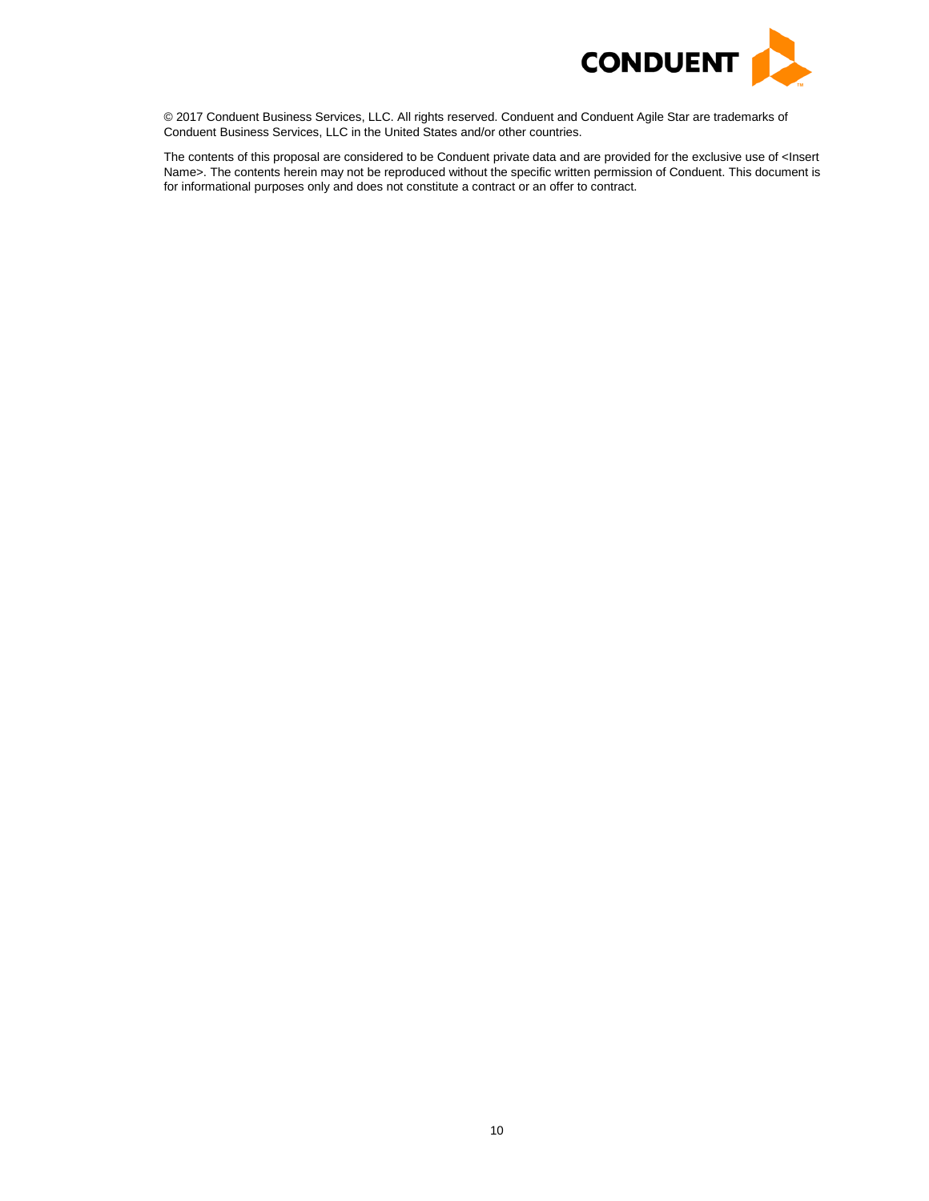© 2017 Conduent Business Services, LLC. All rights reserved. Conduent and Conduent Agile Star are trademarks of Conduent Business Services, LLC in the United States and/or other countries.

The contents of this proposal are considered to be Conduent private data and are provided for the exclusive use of <Insert Name>. The contents herein may not be reproduced without the specific written permission of Conduent. This document is for informational purposes only and does not constitute a contract or an offer to contract.